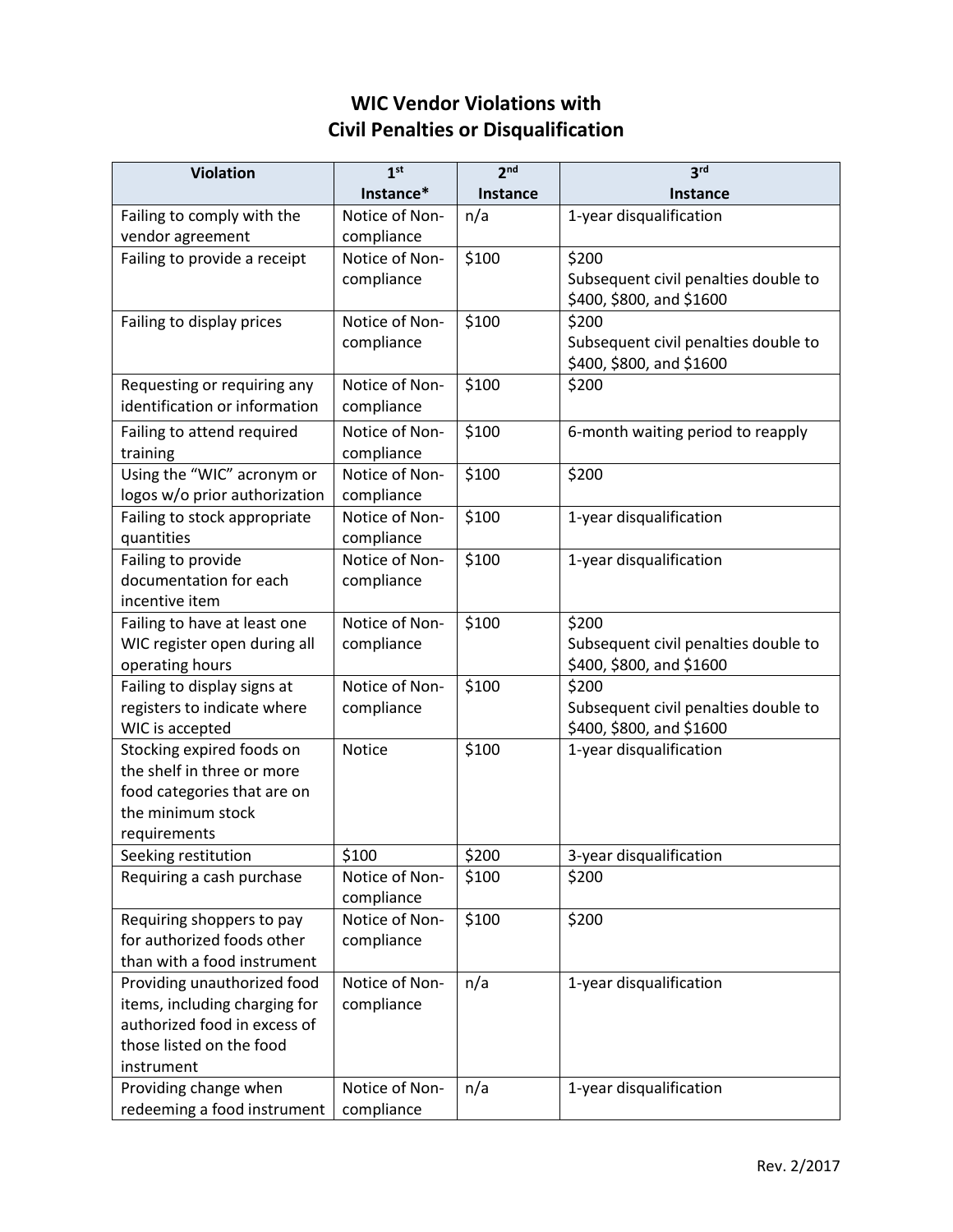# WIC Vendor Violations with Civil Penalties or Disqualification

| Violation | 1st Instance* | 2nd Instance | 3rd Instance |
|---|---|---|---|
| Failing to comply with the vendor agreement | Notice of Non-compliance | n/a | 1-year disqualification |
| Failing to provide a receipt | Notice of Non-compliance | $100 | $200 Subsequent civil penalties double to $400, $800, and $1600 |
| Failing to display prices | Notice of Non-compliance | $100 | $200 Subsequent civil penalties double to $400, $800, and $1600 |
| Requesting or requiring any identification or information | Notice of Non-compliance | $100 | $200 |
| Failing to attend required training | Notice of Non-compliance | $100 | 6-month waiting period to reapply |
| Using the "WIC" acronym or logos w/o prior authorization | Notice of Non-compliance | $100 | $200 |
| Failing to stock appropriate quantities | Notice of Non-compliance | $100 | 1-year disqualification |
| Failing to provide documentation for each incentive item | Notice of Non-compliance | $100 | 1-year disqualification |
| Failing to have at least one WIC register open during all operating hours | Notice of Non-compliance | $100 | $200 Subsequent civil penalties double to $400, $800, and $1600 |
| Failing to display signs at registers to indicate where WIC is accepted | Notice of Non-compliance | $100 | $200 Subsequent civil penalties double to $400, $800, and $1600 |
| Stocking expired foods on the shelf in three or more food categories that are on the minimum stock requirements | Notice | $100 | 1-year disqualification |
| Seeking restitution | $100 | $200 | 3-year disqualification |
| Requiring a cash purchase | Notice of Non-compliance | $100 | $200 |
| Requiring shoppers to pay for authorized foods other than with a food instrument | Notice of Non-compliance | $100 | $200 |
| Providing unauthorized food items, including charging for authorized food in excess of those listed on the food instrument | Notice of Non-compliance | n/a | 1-year disqualification |
| Providing change when redeeming a food instrument | Notice of Non-compliance | n/a | 1-year disqualification |

Rev. 2/2017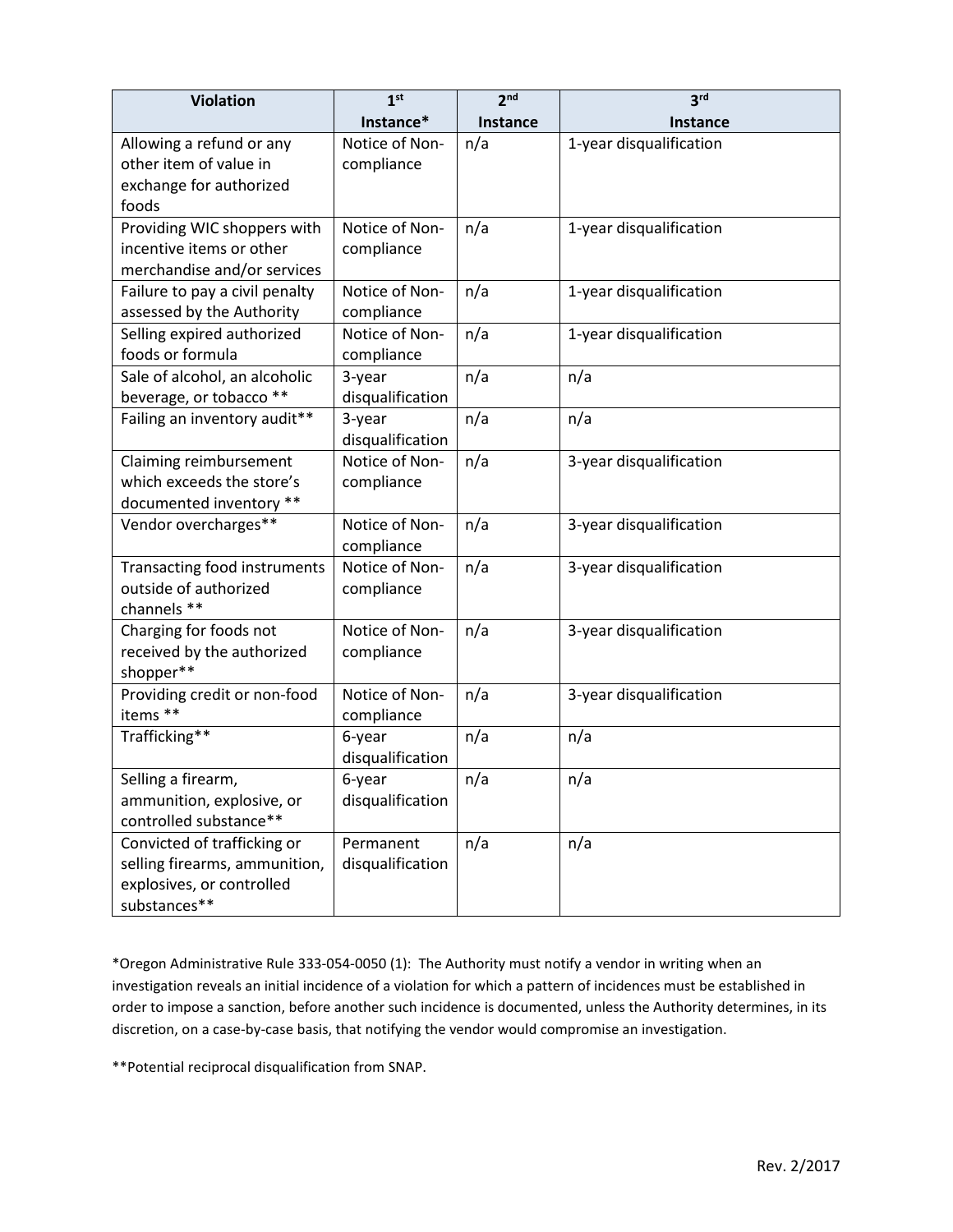| Violation | 1st Instance* | 2nd Instance | 3rd Instance |
|---|---|---|---|
| Allowing a refund or any other item of value in exchange for authorized foods | Notice of Non-compliance | n/a | 1-year disqualification |
| Providing WIC shoppers with incentive items or other merchandise and/or services | Notice of Non-compliance | n/a | 1-year disqualification |
| Failure to pay a civil penalty assessed by the Authority | Notice of Non-compliance | n/a | 1-year disqualification |
| Selling expired authorized foods or formula | Notice of Non-compliance | n/a | 1-year disqualification |
| Sale of alcohol, an alcoholic beverage, or tobacco ** | 3-year disqualification | n/a | n/a |
| Failing an inventory audit** | 3-year disqualification | n/a | n/a |
| Claiming reimbursement which exceeds the store's documented inventory ** | Notice of Non-compliance | n/a | 3-year disqualification |
| Vendor overcharges** | Notice of Non-compliance | n/a | 3-year disqualification |
| Transacting food instruments outside of authorized channels ** | Notice of Non-compliance | n/a | 3-year disqualification |
| Charging for foods not received by the authorized shopper** | Notice of Non-compliance | n/a | 3-year disqualification |
| Providing credit or non-food items ** | Notice of Non-compliance | n/a | 3-year disqualification |
| Trafficking** | 6-year disqualification | n/a | n/a |
| Selling a firearm, ammunition, explosive, or controlled substance** | 6-year disqualification | n/a | n/a |
| Convicted of trafficking or selling firearms, ammunition, explosives, or controlled substances** | Permanent disqualification | n/a | n/a |

*Oregon Administrative Rule 333-054-0050 (1): The Authority must notify a vendor in writing when an investigation reveals an initial incidence of a violation for which a pattern of incidences must be established in order to impose a sanction, before another such incidence is documented, unless the Authority determines, in its discretion, on a case-by-case basis, that notifying the vendor would compromise an investigation.

**Potential reciprocal disqualification from SNAP.

Rev. 2/2017